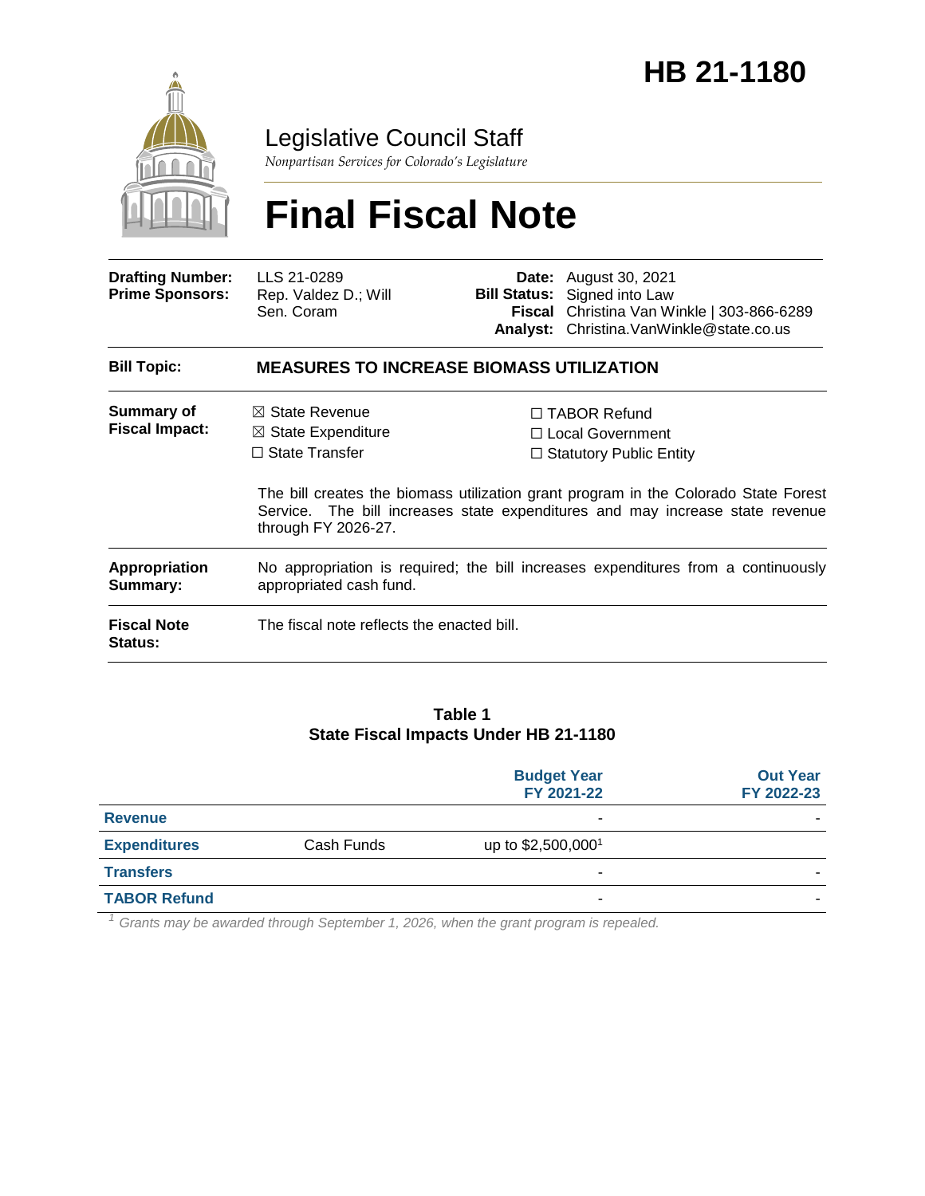# HB 21-1180

Legislative Council Staff

*Nonpartisan Services for Colorado's Legislature*

# Final Fiscal Note

| | | | |
|---|---|---|---|
| **Drafting Number:** | LLS 21-0289 | **Date:** | August 30, 2021 |
| **Prime Sponsors:** | Rep. Valdez D.; Will<br>Sen. Coram | **Bill Status:** | Signed into Law |
| | | **Fiscal Analyst:** | Christina Van Winkle \| 303-866-6289<br>Christina.VanWinkle@state.co.us |

**Bill Topic:** **MEASURES TO INCREASE BIOMASS UTILIZATION**

**Summary of Fiscal Impact:**

☒ State Revenue
☒ State Expenditure
☐ State Transfer
☐ TABOR Refund
☐ Local Government
☐ Statutory Public Entity

The bill creates the biomass utilization grant program in the Colorado State Forest Service. The bill increases state expenditures and may increase state revenue through FY 2026-27.

**Appropriation Summary:** No appropriation is required; the bill increases expenditures from a continuously appropriated cash fund.

**Fiscal Note Status:** The fiscal note reflects the enacted bill.

**Table 1**
**State Fiscal Impacts Under HB 21-1180**

| | | Budget Year FY 2021-22 | Out Year FY 2022-23 |
|---|---|---|---|
| **Revenue** | | - | - |
| **Expenditures** | Cash Funds | up to $2,500,000[1] | |
| **Transfers** | | - | - |
| **TABOR Refund** | | - | - |

[1] *Grants may be awarded through September 1, 2026, when the grant program is repealed.*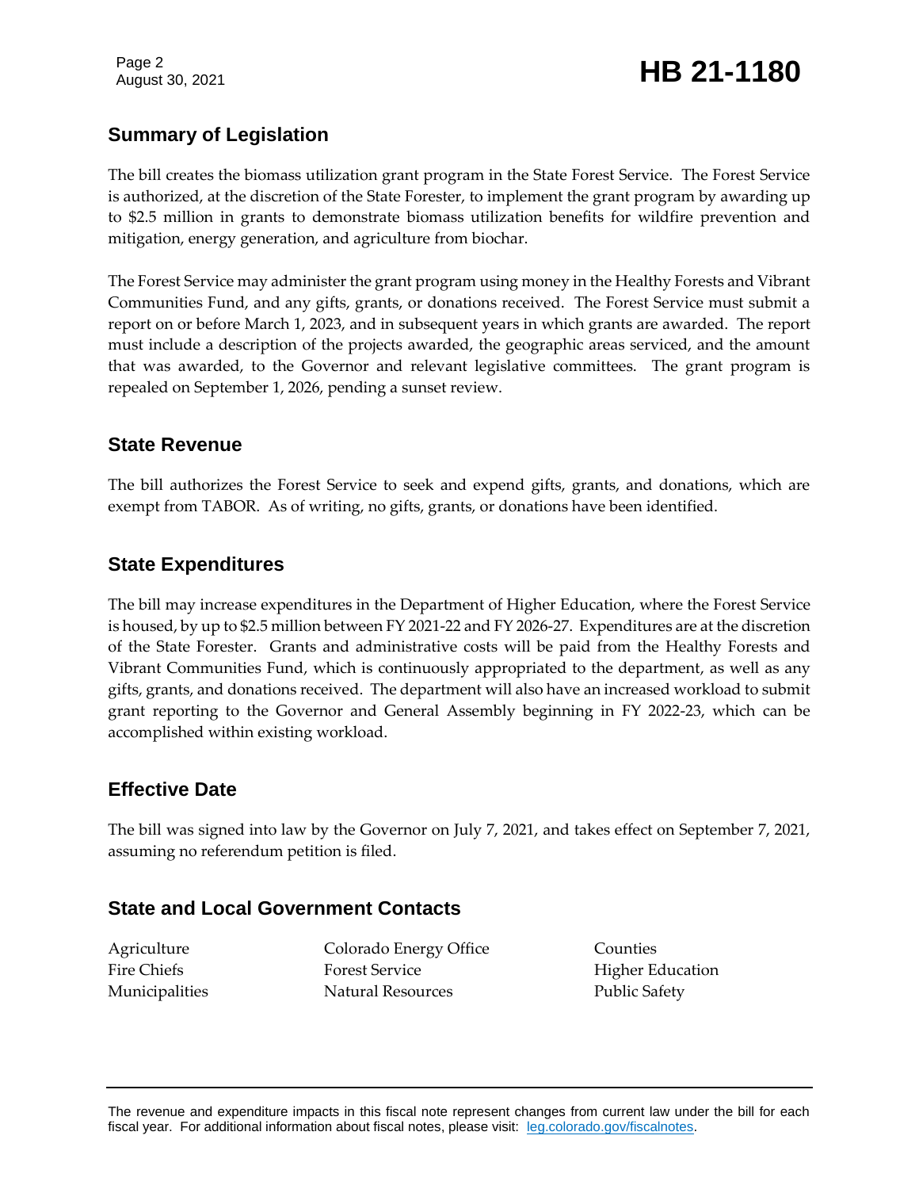## Summary of Legislation

The bill creates the biomass utilization grant program in the State Forest Service. The Forest Service is authorized, at the discretion of the State Forester, to implement the grant program by awarding up to $2.5 million in grants to demonstrate biomass utilization benefits for wildfire prevention and mitigation, energy generation, and agriculture from biochar.

The Forest Service may administer the grant program using money in the Healthy Forests and Vibrant Communities Fund, and any gifts, grants, or donations received. The Forest Service must submit a report on or before March 1, 2023, and in subsequent years in which grants are awarded. The report must include a description of the projects awarded, the geographic areas serviced, and the amount that was awarded, to the Governor and relevant legislative committees. The grant program is repealed on September 1, 2026, pending a sunset review.

## State Revenue

The bill authorizes the Forest Service to seek and expend gifts, grants, and donations, which are exempt from TABOR. As of writing, no gifts, grants, or donations have been identified.

## State Expenditures

The bill may increase expenditures in the Department of Higher Education, where the Forest Service is housed, by up to $2.5 million between FY 2021-22 and FY 2026-27. Expenditures are at the discretion of the State Forester. Grants and administrative costs will be paid from the Healthy Forests and Vibrant Communities Fund, which is continuously appropriated to the department, as well as any gifts, grants, and donations received. The department will also have an increased workload to submit grant reporting to the Governor and General Assembly beginning in FY 2022-23, which can be accomplished within existing workload.

## Effective Date

The bill was signed into law by the Governor on July 7, 2021, and takes effect on September 7, 2021, assuming no referendum petition is filed.

## State and Local Government Contacts

| | | |
|---|---|---|
| Agriculture | Colorado Energy Office | Counties |
| Fire Chiefs | Forest Service | Higher Education |
| Municipalities | Natural Resources | Public Safety |

The revenue and expenditure impacts in this fiscal note represent changes from current law under the bill for each fiscal year. For additional information about fiscal notes, please visit: leg.colorado.gov/fiscalnotes.